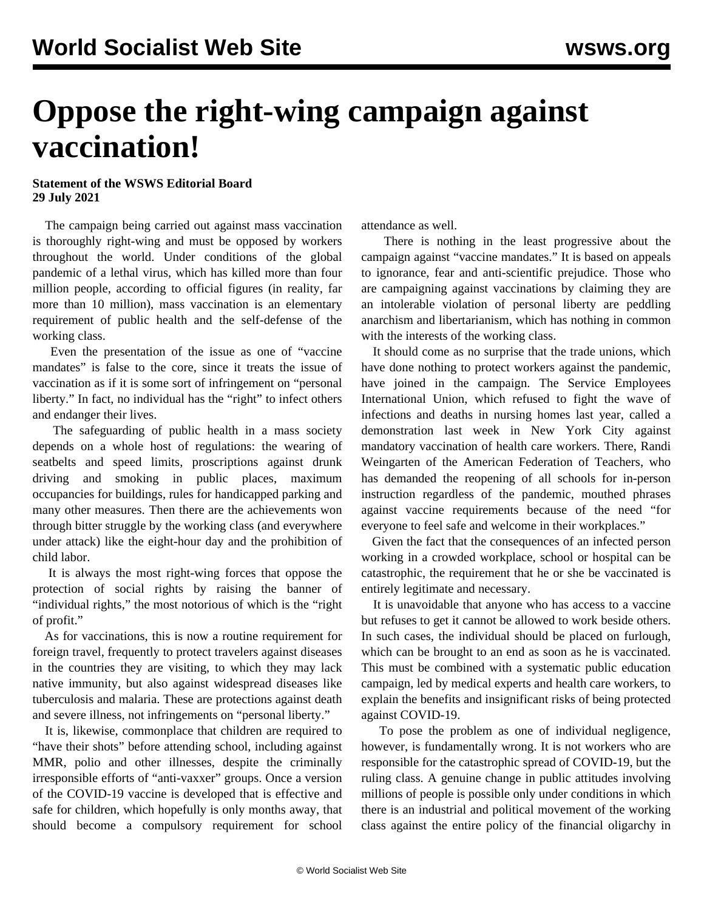# Oppose the right-wing campaign against vaccination!

**Statement of the WSWS Editorial Board**
**29 July 2021**

The campaign being carried out against mass vaccination is thoroughly right-wing and must be opposed by workers throughout the world. Under conditions of the global pandemic of a lethal virus, which has killed more than four million people, according to official figures (in reality, far more than 10 million), mass vaccination is an elementary requirement of public health and the self-defense of the working class.

Even the presentation of the issue as one of "vaccine mandates" is false to the core, since it treats the issue of vaccination as if it is some sort of infringement on "personal liberty." In fact, no individual has the "right" to infect others and endanger their lives.

The safeguarding of public health in a mass society depends on a whole host of regulations: the wearing of seatbelts and speed limits, proscriptions against drunk driving and smoking in public places, maximum occupancies for buildings, rules for handicapped parking and many other measures. Then there are the achievements won through bitter struggle by the working class (and everywhere under attack) like the eight-hour day and the prohibition of child labor.

It is always the most right-wing forces that oppose the protection of social rights by raising the banner of "individual rights," the most notorious of which is the "right of profit."

As for vaccinations, this is now a routine requirement for foreign travel, frequently to protect travelers against diseases in the countries they are visiting, to which they may lack native immunity, but also against widespread diseases like tuberculosis and malaria. These are protections against death and severe illness, not infringements on "personal liberty."

It is, likewise, commonplace that children are required to "have their shots" before attending school, including against MMR, polio and other illnesses, despite the criminally irresponsible efforts of "anti-vaxxer" groups. Once a version of the COVID-19 vaccine is developed that is effective and safe for children, which hopefully is only months away, that should become a compulsory requirement for school attendance as well.

There is nothing in the least progressive about the campaign against "vaccine mandates." It is based on appeals to ignorance, fear and anti-scientific prejudice. Those who are campaigning against vaccinations by claiming they are an intolerable violation of personal liberty are peddling anarchism and libertarianism, which has nothing in common with the interests of the working class.

It should come as no surprise that the trade unions, which have done nothing to protect workers against the pandemic, have joined in the campaign. The Service Employees International Union, which refused to fight the wave of infections and deaths in nursing homes last year, called a demonstration last week in New York City against mandatory vaccination of health care workers. There, Randi Weingarten of the American Federation of Teachers, who has demanded the reopening of all schools for in-person instruction regardless of the pandemic, mouthed phrases against vaccine requirements because of the need "for everyone to feel safe and welcome in their workplaces."

Given the fact that the consequences of an infected person working in a crowded workplace, school or hospital can be catastrophic, the requirement that he or she be vaccinated is entirely legitimate and necessary.

It is unavoidable that anyone who has access to a vaccine but refuses to get it cannot be allowed to work beside others. In such cases, the individual should be placed on furlough, which can be brought to an end as soon as he is vaccinated. This must be combined with a systematic public education campaign, led by medical experts and health care workers, to explain the benefits and insignificant risks of being protected against COVID-19.

To pose the problem as one of individual negligence, however, is fundamentally wrong. It is not workers who are responsible for the catastrophic spread of COVID-19, but the ruling class. A genuine change in public attitudes involving millions of people is possible only under conditions in which there is an industrial and political movement of the working class against the entire policy of the financial oligarchy in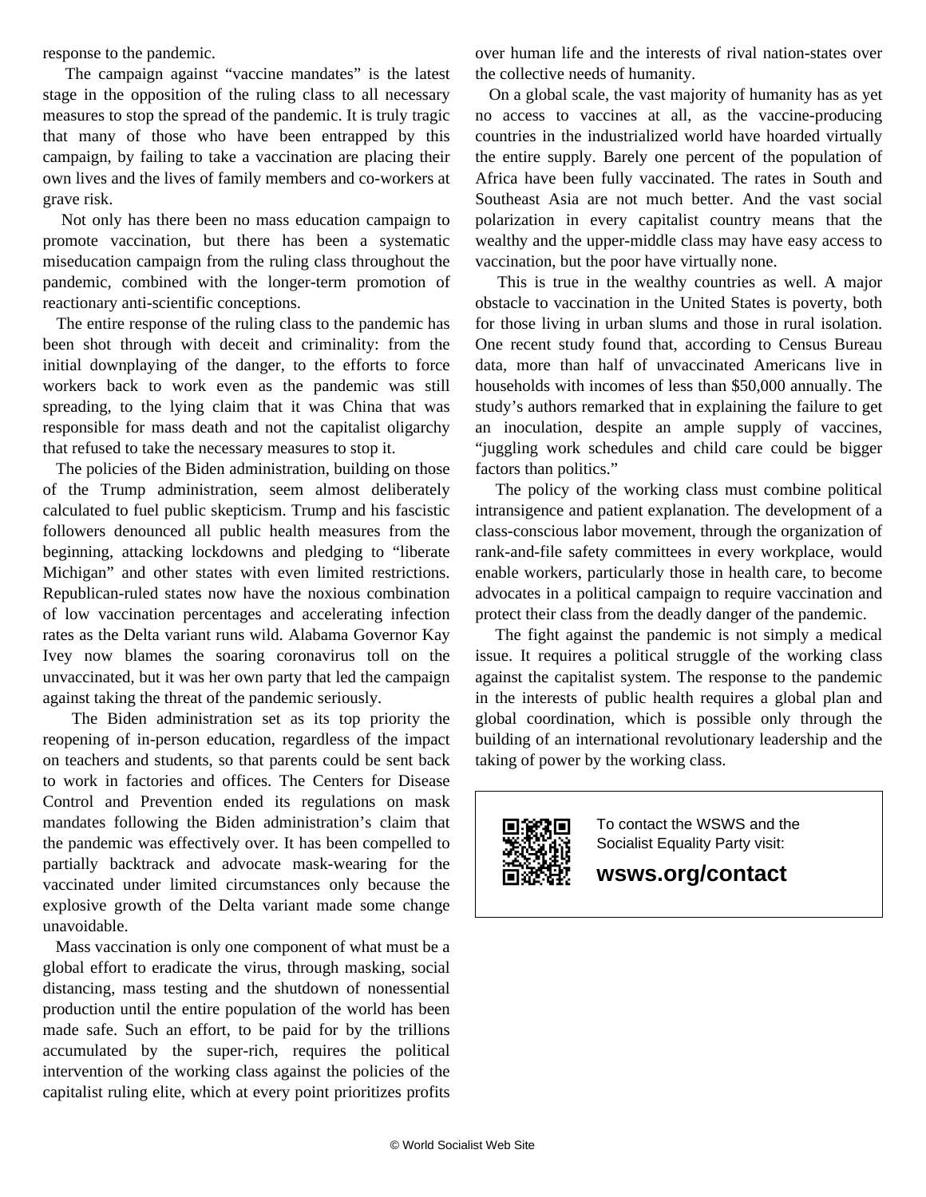response to the pandemic.

The campaign against "vaccine mandates" is the latest stage in the opposition of the ruling class to all necessary measures to stop the spread of the pandemic. It is truly tragic that many of those who have been entrapped by this campaign, by failing to take a vaccination are placing their own lives and the lives of family members and co-workers at grave risk.

Not only has there been no mass education campaign to promote vaccination, but there has been a systematic miseducation campaign from the ruling class throughout the pandemic, combined with the longer-term promotion of reactionary anti-scientific conceptions.

The entire response of the ruling class to the pandemic has been shot through with deceit and criminality: from the initial downplaying of the danger, to the efforts to force workers back to work even as the pandemic was still spreading, to the lying claim that it was China that was responsible for mass death and not the capitalist oligarchy that refused to take the necessary measures to stop it.

The policies of the Biden administration, building on those of the Trump administration, seem almost deliberately calculated to fuel public skepticism. Trump and his fascistic followers denounced all public health measures from the beginning, attacking lockdowns and pledging to "liberate Michigan" and other states with even limited restrictions. Republican-ruled states now have the noxious combination of low vaccination percentages and accelerating infection rates as the Delta variant runs wild. Alabama Governor Kay Ivey now blames the soaring coronavirus toll on the unvaccinated, but it was her own party that led the campaign against taking the threat of the pandemic seriously.

The Biden administration set as its top priority the reopening of in-person education, regardless of the impact on teachers and students, so that parents could be sent back to work in factories and offices. The Centers for Disease Control and Prevention ended its regulations on mask mandates following the Biden administration's claim that the pandemic was effectively over. It has been compelled to partially backtrack and advocate mask-wearing for the vaccinated under limited circumstances only because the explosive growth of the Delta variant made some change unavoidable.

Mass vaccination is only one component of what must be a global effort to eradicate the virus, through masking, social distancing, mass testing and the shutdown of nonessential production until the entire population of the world has been made safe. Such an effort, to be paid for by the trillions accumulated by the super-rich, requires the political intervention of the working class against the policies of the capitalist ruling elite, which at every point prioritizes profits over human life and the interests of rival nation-states over the collective needs of humanity.

On a global scale, the vast majority of humanity has as yet no access to vaccines at all, as the vaccine-producing countries in the industrialized world have hoarded virtually the entire supply. Barely one percent of the population of Africa have been fully vaccinated. The rates in South and Southeast Asia are not much better. And the vast social polarization in every capitalist country means that the wealthy and the upper-middle class may have easy access to vaccination, but the poor have virtually none.

This is true in the wealthy countries as well. A major obstacle to vaccination in the United States is poverty, both for those living in urban slums and those in rural isolation. One recent study found that, according to Census Bureau data, more than half of unvaccinated Americans live in households with incomes of less than $50,000 annually. The study's authors remarked that in explaining the failure to get an inoculation, despite an ample supply of vaccines, "juggling work schedules and child care could be bigger factors than politics."

The policy of the working class must combine political intransigence and patient explanation. The development of a class-conscious labor movement, through the organization of rank-and-file safety committees in every workplace, would enable workers, particularly those in health care, to become advocates in a political campaign to require vaccination and protect their class from the deadly danger of the pandemic.

The fight against the pandemic is not simply a medical issue. It requires a political struggle of the working class against the capitalist system. The response to the pandemic in the interests of public health requires a global plan and global coordination, which is possible only through the building of an international revolutionary leadership and the taking of power by the working class.

To contact the WSWS and the Socialist Equality Party visit:

**wsws.org/contact**